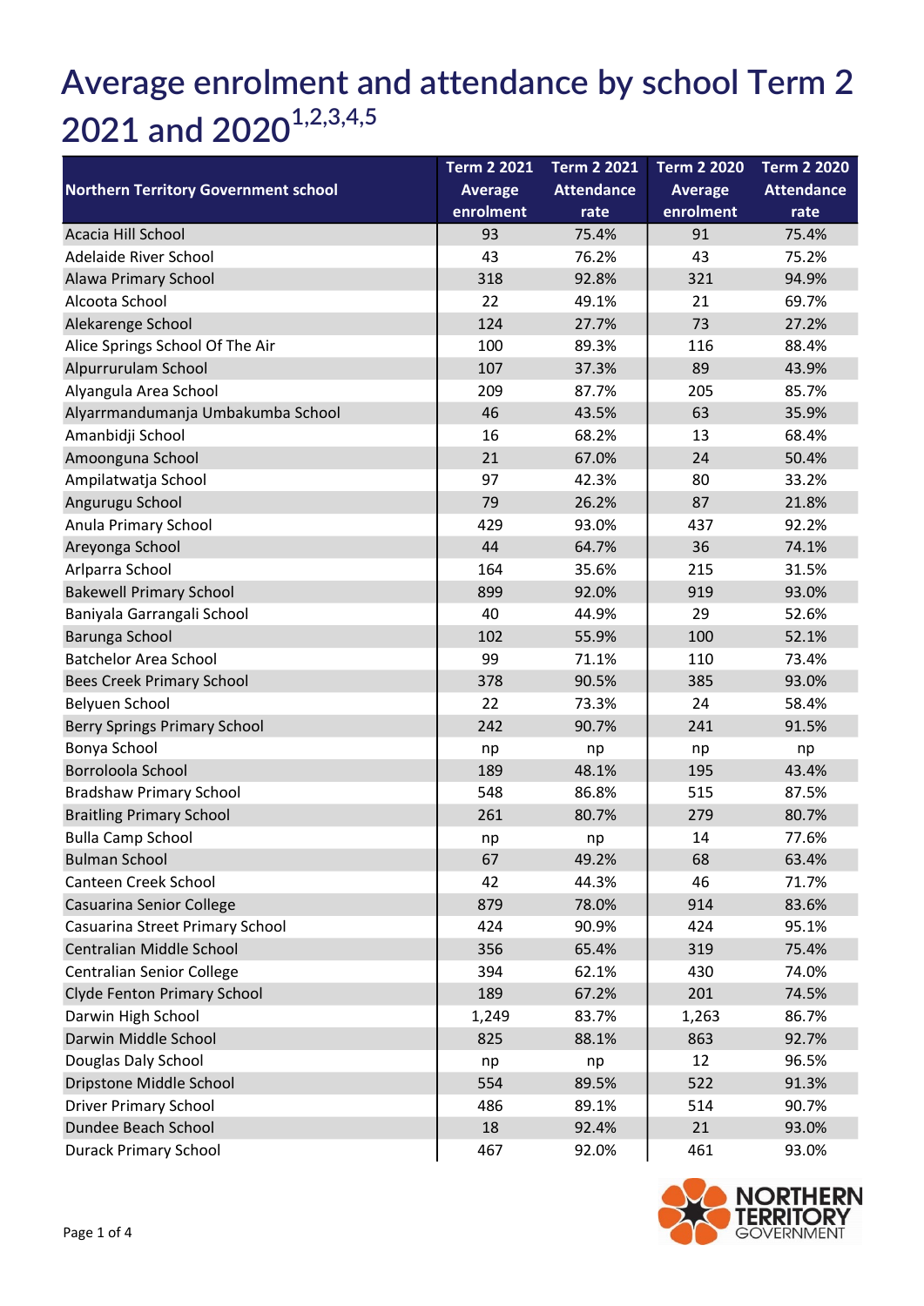# Average enrolment and attendance by school Term 2 2021 and 2020[1,2,3,4,5]

| Northern Territory Government school | Term 2 2021 Average enrolment | Term 2 2021 Attendance rate | Term 2 2020 Average enrolment | Term 2 2020 Attendance rate |
|---|---|---|---|---|
| Acacia Hill School | 93 | 75.4% | 91 | 75.4% |
| Adelaide River School | 43 | 76.2% | 43 | 75.2% |
| Alawa Primary School | 318 | 92.8% | 321 | 94.9% |
| Alcoota School | 22 | 49.1% | 21 | 69.7% |
| Alekarenge School | 124 | 27.7% | 73 | 27.2% |
| Alice Springs School Of The Air | 100 | 89.3% | 116 | 88.4% |
| Alpurrurulam School | 107 | 37.3% | 89 | 43.9% |
| Alyangula Area School | 209 | 87.7% | 205 | 85.7% |
| Alyarrmandumanja Umbakumba School | 46 | 43.5% | 63 | 35.9% |
| Amanbidji School | 16 | 68.2% | 13 | 68.4% |
| Amoonguna School | 21 | 67.0% | 24 | 50.4% |
| Ampilatwatja School | 97 | 42.3% | 80 | 33.2% |
| Angurugu School | 79 | 26.2% | 87 | 21.8% |
| Anula Primary School | 429 | 93.0% | 437 | 92.2% |
| Areyonga School | 44 | 64.7% | 36 | 74.1% |
| Arlparra School | 164 | 35.6% | 215 | 31.5% |
| Bakewell Primary School | 899 | 92.0% | 919 | 93.0% |
| Baniyala Garrangali School | 40 | 44.9% | 29 | 52.6% |
| Barunga School | 102 | 55.9% | 100 | 52.1% |
| Batchelor Area School | 99 | 71.1% | 110 | 73.4% |
| Bees Creek Primary School | 378 | 90.5% | 385 | 93.0% |
| Belyuen School | 22 | 73.3% | 24 | 58.4% |
| Berry Springs Primary School | 242 | 90.7% | 241 | 91.5% |
| Bonya School | np | np | np | np |
| Borroloola School | 189 | 48.1% | 195 | 43.4% |
| Bradshaw Primary School | 548 | 86.8% | 515 | 87.5% |
| Braitling Primary School | 261 | 80.7% | 279 | 80.7% |
| Bulla Camp School | np | np | 14 | 77.6% |
| Bulman School | 67 | 49.2% | 68 | 63.4% |
| Canteen Creek School | 42 | 44.3% | 46 | 71.7% |
| Casuarina Senior College | 879 | 78.0% | 914 | 83.6% |
| Casuarina Street Primary School | 424 | 90.9% | 424 | 95.1% |
| Centralian Middle School | 356 | 65.4% | 319 | 75.4% |
| Centralian Senior College | 394 | 62.1% | 430 | 74.0% |
| Clyde Fenton Primary School | 189 | 67.2% | 201 | 74.5% |
| Darwin High School | 1,249 | 83.7% | 1,263 | 86.7% |
| Darwin Middle School | 825 | 88.1% | 863 | 92.7% |
| Douglas Daly School | np | np | 12 | 96.5% |
| Dripstone Middle School | 554 | 89.5% | 522 | 91.3% |
| Driver Primary School | 486 | 89.1% | 514 | 90.7% |
| Dundee Beach School | 18 | 92.4% | 21 | 93.0% |
| Durack Primary School | 467 | 92.0% | 461 | 93.0% |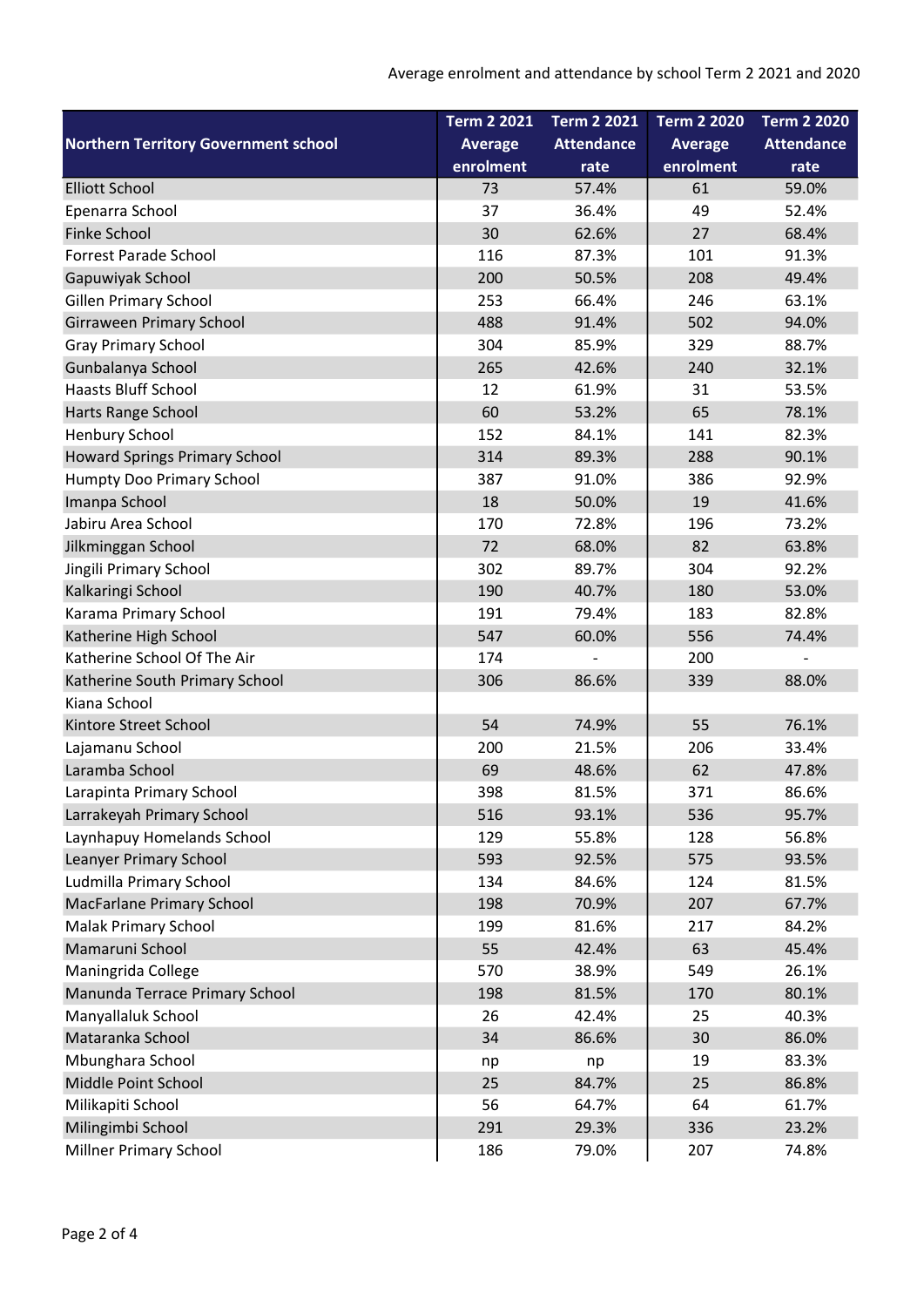Average enrolment and attendance by school Term 2 2021 and 2020

| Northern Territory Government school | Term 2 2021 Average enrolment | Term 2 2021 Attendance rate | Term 2 2020 Average enrolment | Term 2 2020 Attendance rate |
|---|---|---|---|---|
| Elliott School | 73 | 57.4% | 61 | 59.0% |
| Epenarra School | 37 | 36.4% | 49 | 52.4% |
| Finke School | 30 | 62.6% | 27 | 68.4% |
| Forrest Parade School | 116 | 87.3% | 101 | 91.3% |
| Gapuwiyak School | 200 | 50.5% | 208 | 49.4% |
| Gillen Primary School | 253 | 66.4% | 246 | 63.1% |
| Girraween Primary School | 488 | 91.4% | 502 | 94.0% |
| Gray Primary School | 304 | 85.9% | 329 | 88.7% |
| Gunbalanya School | 265 | 42.6% | 240 | 32.1% |
| Haasts Bluff School | 12 | 61.9% | 31 | 53.5% |
| Harts Range School | 60 | 53.2% | 65 | 78.1% |
| Henbury School | 152 | 84.1% | 141 | 82.3% |
| Howard Springs Primary School | 314 | 89.3% | 288 | 90.1% |
| Humpty Doo Primary School | 387 | 91.0% | 386 | 92.9% |
| Imanpa School | 18 | 50.0% | 19 | 41.6% |
| Jabiru Area School | 170 | 72.8% | 196 | 73.2% |
| Jilkminggan School | 72 | 68.0% | 82 | 63.8% |
| Jingili Primary School | 302 | 89.7% | 304 | 92.2% |
| Kalkaringi School | 190 | 40.7% | 180 | 53.0% |
| Karama Primary School | 191 | 79.4% | 183 | 82.8% |
| Katherine High School | 547 | 60.0% | 556 | 74.4% |
| Katherine School Of The Air | 174 | - | 200 | - |
| Katherine South Primary School | 306 | 86.6% | 339 | 88.0% |
| Kiana School | | | | |
| Kintore Street School | 54 | 74.9% | 55 | 76.1% |
| Lajamanu School | 200 | 21.5% | 206 | 33.4% |
| Laramba School | 69 | 48.6% | 62 | 47.8% |
| Larapinta Primary School | 398 | 81.5% | 371 | 86.6% |
| Larrakeyah Primary School | 516 | 93.1% | 536 | 95.7% |
| Laynhapuy Homelands School | 129 | 55.8% | 128 | 56.8% |
| Leanyer Primary School | 593 | 92.5% | 575 | 93.5% |
| Ludmilla Primary School | 134 | 84.6% | 124 | 81.5% |
| MacFarlane Primary School | 198 | 70.9% | 207 | 67.7% |
| Malak Primary School | 199 | 81.6% | 217 | 84.2% |
| Mamaruni School | 55 | 42.4% | 63 | 45.4% |
| Maningrida College | 570 | 38.9% | 549 | 26.1% |
| Manunda Terrace Primary School | 198 | 81.5% | 170 | 80.1% |
| Manyallaluk School | 26 | 42.4% | 25 | 40.3% |
| Mataranka School | 34 | 86.6% | 30 | 86.0% |
| Mbunghara School | np | np | 19 | 83.3% |
| Middle Point School | 25 | 84.7% | 25 | 86.8% |
| Milikapiti School | 56 | 64.7% | 64 | 61.7% |
| Milingimbi School | 291 | 29.3% | 336 | 23.2% |
| Millner Primary School | 186 | 79.0% | 207 | 74.8% |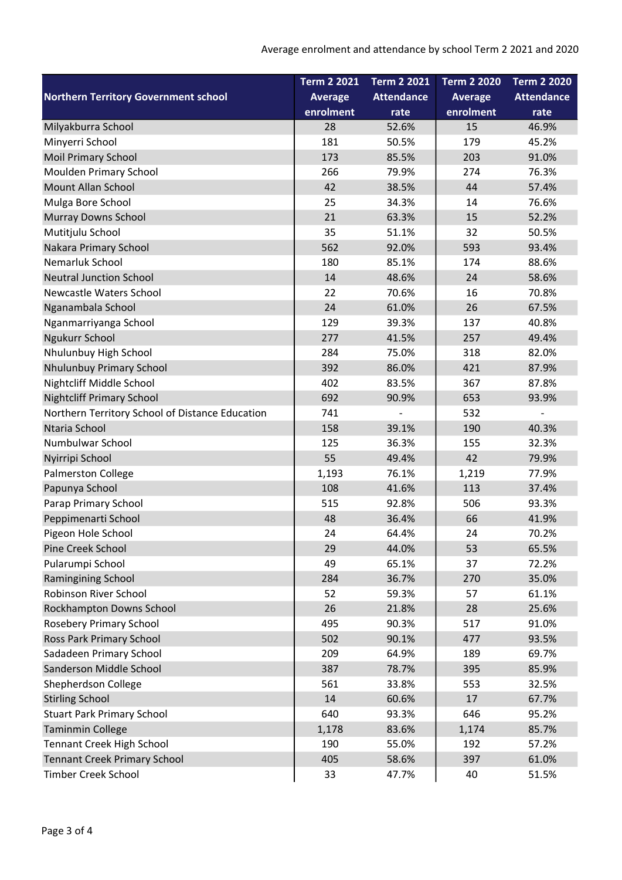Average enrolment and attendance by school Term 2 2021 and 2020

| Northern Territory Government school | Term 2 2021 Average enrolment | Term 2 2021 Attendance rate | Term 2 2020 Average enrolment | Term 2 2020 Attendance rate |
|---|---|---|---|---|
| Milyakburra School | 28 | 52.6% | 15 | 46.9% |
| Minyerri School | 181 | 50.5% | 179 | 45.2% |
| Moil Primary School | 173 | 85.5% | 203 | 91.0% |
| Moulden Primary School | 266 | 79.9% | 274 | 76.3% |
| Mount Allan School | 42 | 38.5% | 44 | 57.4% |
| Mulga Bore School | 25 | 34.3% | 14 | 76.6% |
| Murray Downs School | 21 | 63.3% | 15 | 52.2% |
| Mutitjulu School | 35 | 51.1% | 32 | 50.5% |
| Nakara Primary School | 562 | 92.0% | 593 | 93.4% |
| Nemarluk School | 180 | 85.1% | 174 | 88.6% |
| Neutral Junction School | 14 | 48.6% | 24 | 58.6% |
| Newcastle Waters School | 22 | 70.6% | 16 | 70.8% |
| Nganambala School | 24 | 61.0% | 26 | 67.5% |
| Nganmarriyanga School | 129 | 39.3% | 137 | 40.8% |
| Ngukurr School | 277 | 41.5% | 257 | 49.4% |
| Nhulunbuy High School | 284 | 75.0% | 318 | 82.0% |
| Nhulunbuy Primary School | 392 | 86.0% | 421 | 87.9% |
| Nightcliff Middle School | 402 | 83.5% | 367 | 87.8% |
| Nightcliff Primary School | 692 | 90.9% | 653 | 93.9% |
| Northern Territory School of Distance Education | 741 | - | 532 | - |
| Ntaria School | 158 | 39.1% | 190 | 40.3% |
| Numbulwar School | 125 | 36.3% | 155 | 32.3% |
| Nyirripi School | 55 | 49.4% | 42 | 79.9% |
| Palmerston College | 1,193 | 76.1% | 1,219 | 77.9% |
| Papunya School | 108 | 41.6% | 113 | 37.4% |
| Parap Primary School | 515 | 92.8% | 506 | 93.3% |
| Peppimenarti School | 48 | 36.4% | 66 | 41.9% |
| Pigeon Hole School | 24 | 64.4% | 24 | 70.2% |
| Pine Creek School | 29 | 44.0% | 53 | 65.5% |
| Pularumpi School | 49 | 65.1% | 37 | 72.2% |
| Ramingining School | 284 | 36.7% | 270 | 35.0% |
| Robinson River School | 52 | 59.3% | 57 | 61.1% |
| Rockhampton Downs School | 26 | 21.8% | 28 | 25.6% |
| Rosebery Primary School | 495 | 90.3% | 517 | 91.0% |
| Ross Park Primary School | 502 | 90.1% | 477 | 93.5% |
| Sadadeen Primary School | 209 | 64.9% | 189 | 69.7% |
| Sanderson Middle School | 387 | 78.7% | 395 | 85.9% |
| Shepherdson College | 561 | 33.8% | 553 | 32.5% |
| Stirling School | 14 | 60.6% | 17 | 67.7% |
| Stuart Park Primary School | 640 | 93.3% | 646 | 95.2% |
| Taminmin College | 1,178 | 83.6% | 1,174 | 85.7% |
| Tennant Creek High School | 190 | 55.0% | 192 | 57.2% |
| Tennant Creek Primary School | 405 | 58.6% | 397 | 61.0% |
| Timber Creek School | 33 | 47.7% | 40 | 51.5% |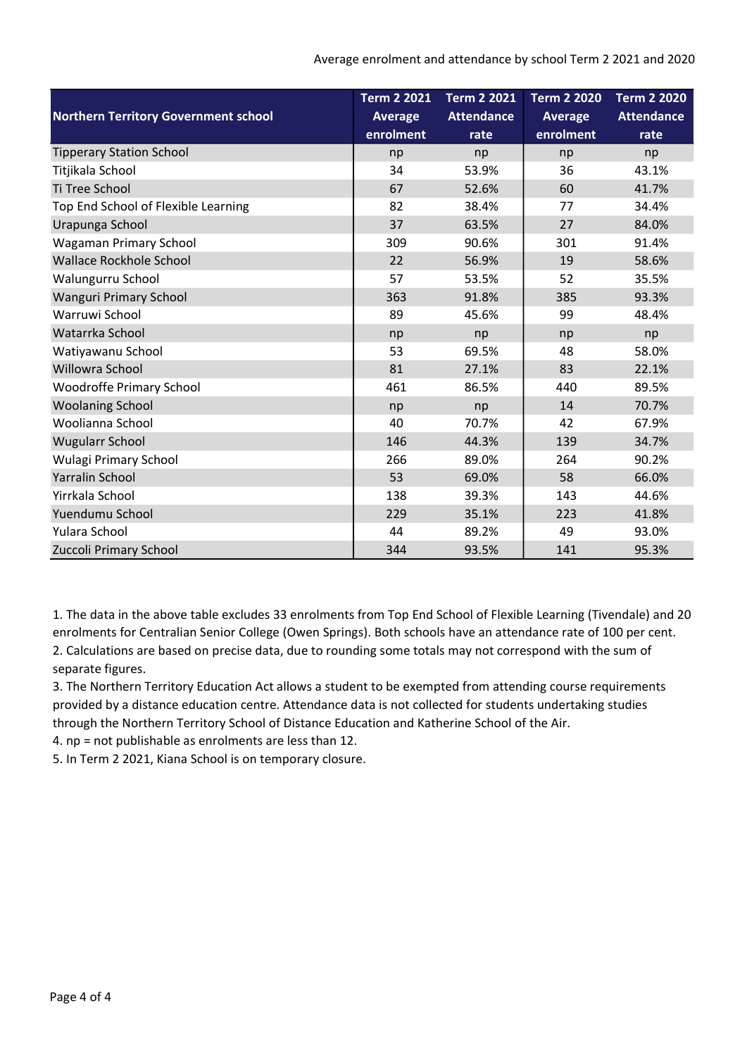Average enrolment and attendance by school Term 2 2021 and 2020

| Northern Territory Government school | Term 2 2021 Average enrolment | Term 2 2021 Attendance rate | Term 2 2020 Average enrolment | Term 2 2020 Attendance rate |
|---|---|---|---|---|
| Tipperary Station School | np | np | np | np |
| Titjikala School | 34 | 53.9% | 36 | 43.1% |
| Ti Tree School | 67 | 52.6% | 60 | 41.7% |
| Top End School of Flexible Learning | 82 | 38.4% | 77 | 34.4% |
| Urapunga School | 37 | 63.5% | 27 | 84.0% |
| Wagaman Primary School | 309 | 90.6% | 301 | 91.4% |
| Wallace Rockhole School | 22 | 56.9% | 19 | 58.6% |
| Walungurru School | 57 | 53.5% | 52 | 35.5% |
| Wanguri Primary School | 363 | 91.8% | 385 | 93.3% |
| Warruwi School | 89 | 45.6% | 99 | 48.4% |
| Watarrka School | np | np | np | np |
| Watiyawanu School | 53 | 69.5% | 48 | 58.0% |
| Willowra School | 81 | 27.1% | 83 | 22.1% |
| Woodroffe Primary School | 461 | 86.5% | 440 | 89.5% |
| Woolaning School | np | np | 14 | 70.7% |
| Woolianna School | 40 | 70.7% | 42 | 67.9% |
| Wugularr School | 146 | 44.3% | 139 | 34.7% |
| Wulagi Primary School | 266 | 89.0% | 264 | 90.2% |
| Yarralin School | 53 | 69.0% | 58 | 66.0% |
| Yirrkala School | 138 | 39.3% | 143 | 44.6% |
| Yuendumu School | 229 | 35.1% | 223 | 41.8% |
| Yulara School | 44 | 89.2% | 49 | 93.0% |
| Zuccoli Primary School | 344 | 93.5% | 141 | 95.3% |

1. The data in the above table excludes 33 enrolments from Top End School of Flexible Learning (Tivendale) and 20 enrolments for Centralian Senior College (Owen Springs). Both schools have an attendance rate of 100 per cent.
2. Calculations are based on precise data, due to rounding some totals may not correspond with the sum of separate figures.
3. The Northern Territory Education Act allows a student to be exempted from attending course requirements provided by a distance education centre. Attendance data is not collected for students undertaking studies through the Northern Territory School of Distance Education and Katherine School of the Air.
4. np = not publishable as enrolments are less than 12.
5. In Term 2 2021, Kiana School is on temporary closure.